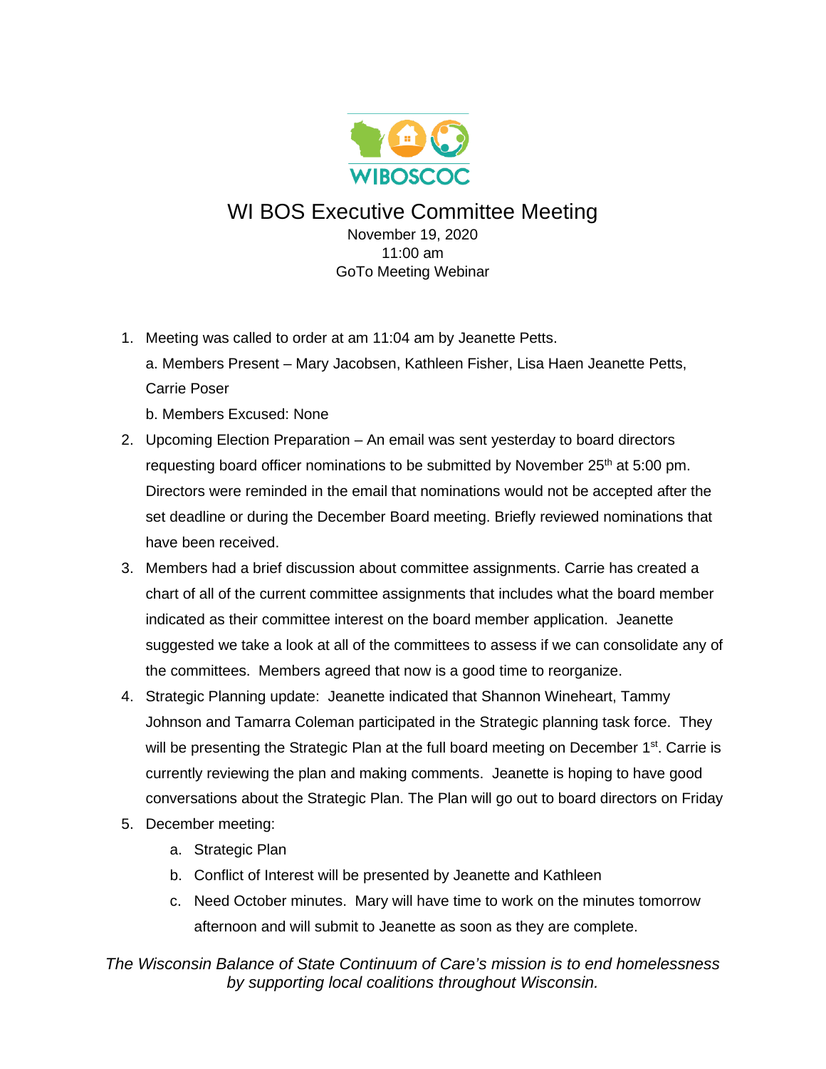WIBOSCOC

# WI BOS Executive Committee Meeting

November 19, 2020
11:00 am
GoTo Meeting Webinar

1. Meeting was called to order at am 11:04 am by Jeanette Petts.
   a. Members Present – Mary Jacobsen, Kathleen Fisher, Lisa Haen Jeanette Petts, Carrie Poser
   b. Members Excused: None
2. Upcoming Election Preparation – An email was sent yesterday to board directors requesting board officer nominations to be submitted by November 25th at 5:00 pm. Directors were reminded in the email that nominations would not be accepted after the set deadline or during the December Board meeting. Briefly reviewed nominations that have been received.
3. Members had a brief discussion about committee assignments. Carrie has created a chart of all of the current committee assignments that includes what the board member indicated as their committee interest on the board member application. Jeanette suggested we take a look at all of the committees to assess if we can consolidate any of the committees. Members agreed that now is a good time to reorganize.
4. Strategic Planning update: Jeanette indicated that Shannon Wineheart, Tammy Johnson and Tamarra Coleman participated in the Strategic planning task force. They will be presenting the Strategic Plan at the full board meeting on December 1st. Carrie is currently reviewing the plan and making comments. Jeanette is hoping to have good conversations about the Strategic Plan. The Plan will go out to board directors on Friday
5. December meeting:
   a. Strategic Plan
   b. Conflict of Interest will be presented by Jeanette and Kathleen
   c. Need October minutes. Mary will have time to work on the minutes tomorrow afternoon and will submit to Jeanette as soon as they are complete.

*The Wisconsin Balance of State Continuum of Care's mission is to end homelessness by supporting local coalitions throughout Wisconsin.*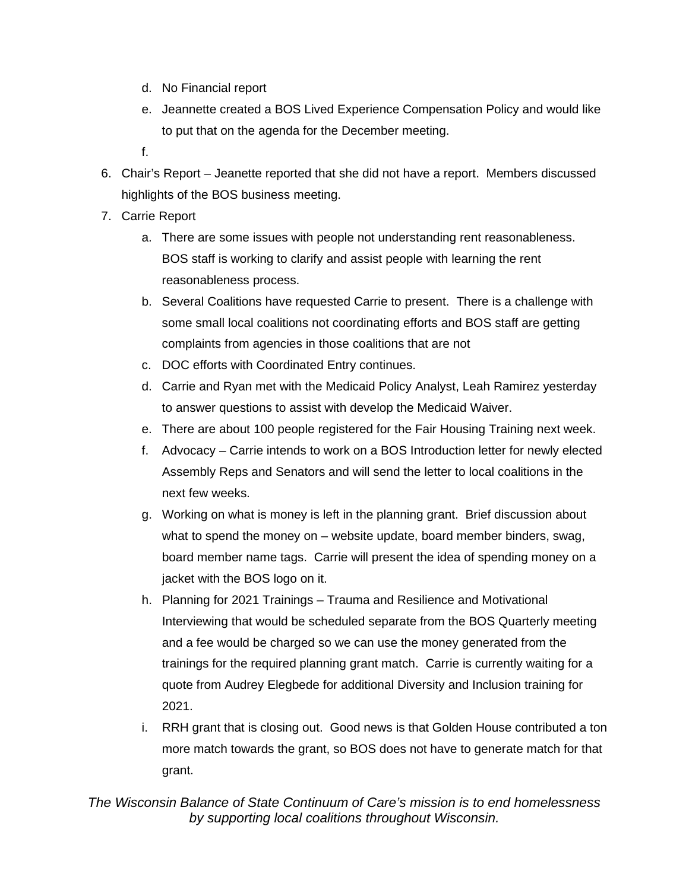d. No Financial report
   e. Jeannette created a BOS Lived Experience Compensation Policy and would like to put that on the agenda for the December meeting.
   f.

6. Chair's Report – Jeanette reported that she did not have a report. Members discussed highlights of the BOS business meeting.
7. Carrie Report
   a. There are some issues with people not understanding rent reasonableness. BOS staff is working to clarify and assist people with learning the rent reasonableness process.
   b. Several Coalitions have requested Carrie to present. There is a challenge with some small local coalitions not coordinating efforts and BOS staff are getting complaints from agencies in those coalitions that are not
   c. DOC efforts with Coordinated Entry continues.
   d. Carrie and Ryan met with the Medicaid Policy Analyst, Leah Ramirez yesterday to answer questions to assist with develop the Medicaid Waiver.
   e. There are about 100 people registered for the Fair Housing Training next week.
   f. Advocacy – Carrie intends to work on a BOS Introduction letter for newly elected Assembly Reps and Senators and will send the letter to local coalitions in the next few weeks.
   g. Working on what is money is left in the planning grant. Brief discussion about what to spend the money on – website update, board member binders, swag, board member name tags. Carrie will present the idea of spending money on a jacket with the BOS logo on it.
   h. Planning for 2021 Trainings – Trauma and Resilience and Motivational Interviewing that would be scheduled separate from the BOS Quarterly meeting and a fee would be charged so we can use the money generated from the trainings for the required planning grant match. Carrie is currently waiting for a quote from Audrey Elegbede for additional Diversity and Inclusion training for 2021.
   i. RRH grant that is closing out. Good news is that Golden House contributed a ton more match towards the grant, so BOS does not have to generate match for that grant.

*The Wisconsin Balance of State Continuum of Care's mission is to end homelessness by supporting local coalitions throughout Wisconsin.*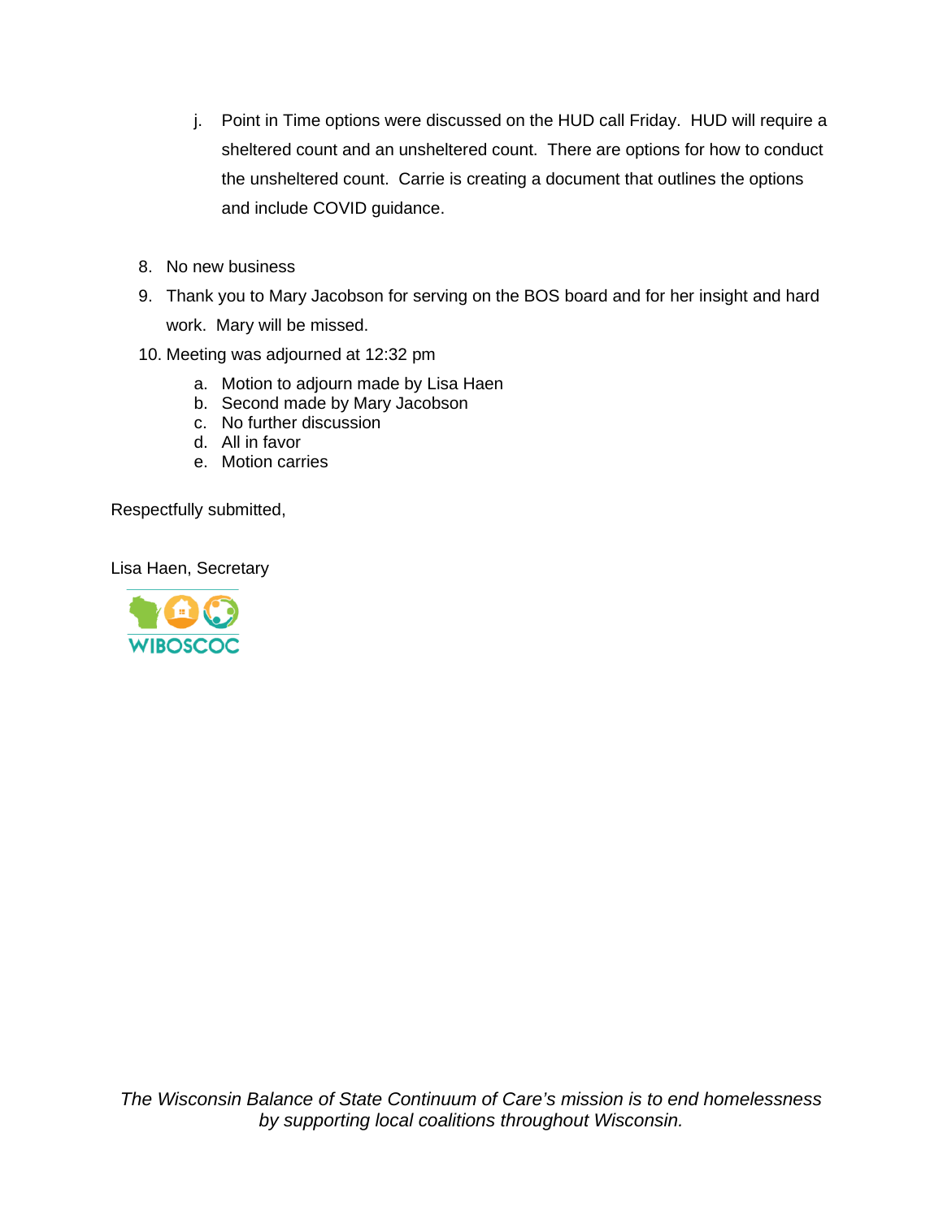j. Point in Time options were discussed on the HUD call Friday. HUD will require a sheltered count and an unsheltered count. There are options for how to conduct the unsheltered count. Carrie is creating a document that outlines the options and include COVID guidance.

8. No new business
9. Thank you to Mary Jacobson for serving on the BOS board and for her insight and hard work. Mary will be missed.
10. Meeting was adjourned at 12:32 pm
    a. Motion to adjourn made by Lisa Haen
    b. Second made by Mary Jacobson
    c. No further discussion
    d. All in favor
    e. Motion carries

Respectfully submitted,

Lisa Haen, Secretary

WIBOSCOC

*The Wisconsin Balance of State Continuum of Care's mission is to end homelessness by supporting local coalitions throughout Wisconsin.*